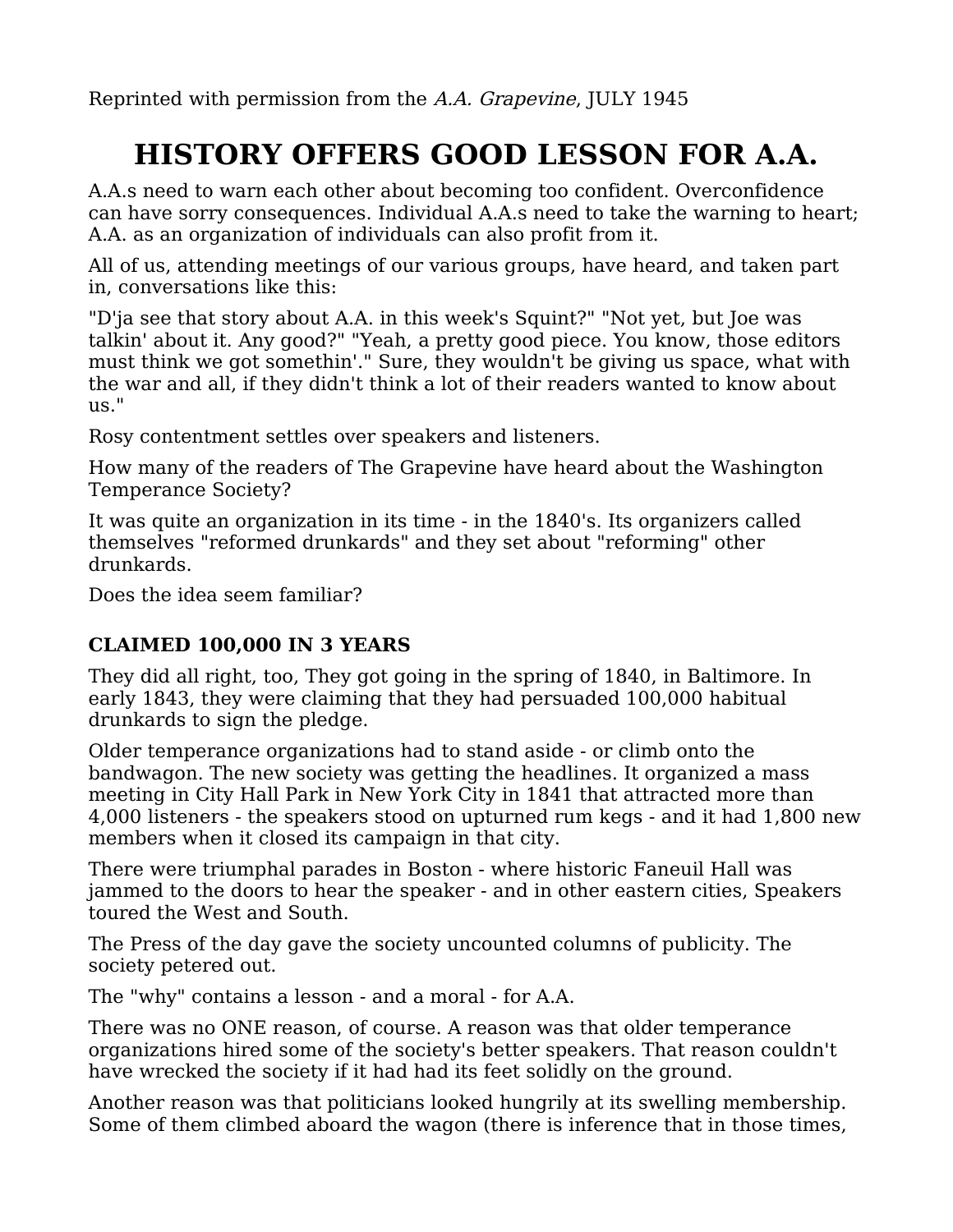Reprinted with permission from the *A.A. Grapevine*, JULY 1945

# HISTORY OFFERS GOOD LESSON FOR A.A.

A.A.s need to warn each other about becoming too confident. Overconfidence can have sorry consequences. Individual A.A.s need to take the warning to heart; A.A. as an organization of individuals can also profit from it.

All of us, attending meetings of our various groups, have heard, and taken part in, conversations like this:

"D'ja see that story about A.A. in this week's Squint?" "Not yet, but Joe was talkin' about it. Any good?" "Yeah, a pretty good piece. You know, those editors must think we got somethin'." Sure, they wouldn't be giving us space, what with the war and all, if they didn't think a lot of their readers wanted to know about us."

Rosy contentment settles over speakers and listeners.

How many of the readers of The Grapevine have heard about the Washington Temperance Society?

It was quite an organization in its time - in the 1840's. Its organizers called themselves "reformed drunkards" and they set about "reforming" other drunkards.

Does the idea seem familiar?

### CLAIMED 100,000 IN 3 YEARS

They did all right, too, They got going in the spring of 1840, in Baltimore. In early 1843, they were claiming that they had persuaded 100,000 habitual drunkards to sign the pledge.

Older temperance organizations had to stand aside - or climb onto the bandwagon. The new society was getting the headlines. It organized a mass meeting in City Hall Park in New York City in 1841 that attracted more than 4,000 listeners - the speakers stood on upturned rum kegs - and it had 1,800 new members when it closed its campaign in that city.

There were triumphal parades in Boston - where historic Faneuil Hall was jammed to the doors to hear the speaker - and in other eastern cities, Speakers toured the West and South.

The Press of the day gave the society uncounted columns of publicity. The society petered out.

The "why" contains a lesson - and a moral - for A.A.

There was no ONE reason, of course. A reason was that older temperance organizations hired some of the society's better speakers. That reason couldn't have wrecked the society if it had had its feet solidly on the ground.

Another reason was that politicians looked hungrily at its swelling membership. Some of them climbed aboard the wagon (there is inference that in those times,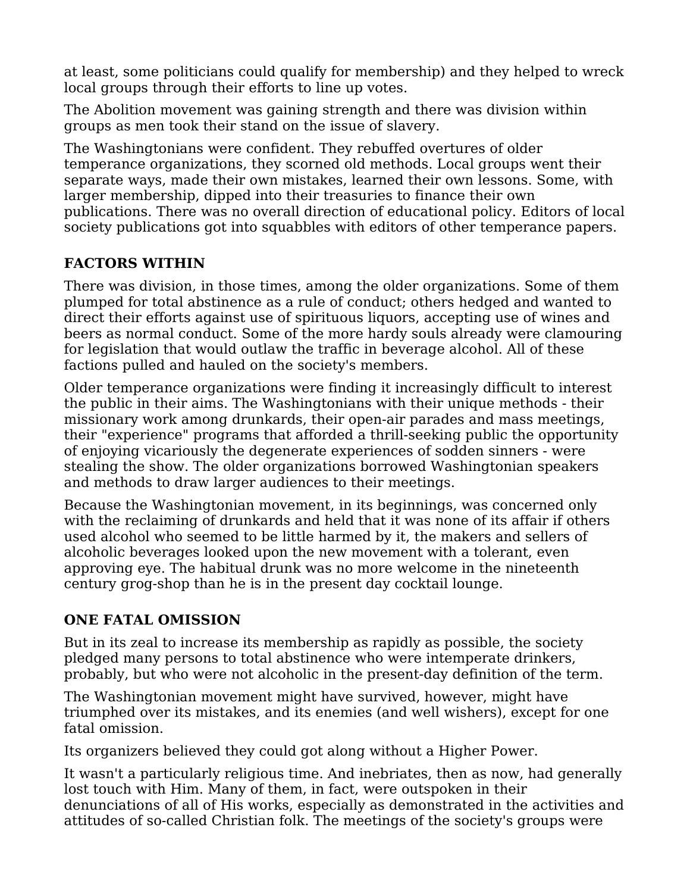at least, some politicians could qualify for membership) and they helped to wreck local groups through their efforts to line up votes.

The Abolition movement was gaining strength and there was division within groups as men took their stand on the issue of slavery.

The Washingtonians were confident. They rebuffed overtures of older temperance organizations, they scorned old methods. Local groups went their separate ways, made their own mistakes, learned their own lessons. Some, with larger membership, dipped into their treasuries to finance their own publications. There was no overall direction of educational policy. Editors of local society publications got into squabbles with editors of other temperance papers.

## FACTORS WITHIN

There was division, in those times, among the older organizations. Some of them plumped for total abstinence as a rule of conduct; others hedged and wanted to direct their efforts against use of spirituous liquors, accepting use of wines and beers as normal conduct. Some of the more hardy souls already were clamouring for legislation that would outlaw the traffic in beverage alcohol. All of these factions pulled and hauled on the society's members.

Older temperance organizations were finding it increasingly difficult to interest the public in their aims. The Washingtonians with their unique methods - their missionary work among drunkards, their open-air parades and mass meetings, their "experience" programs that afforded a thrill-seeking public the opportunity of enjoying vicariously the degenerate experiences of sodden sinners - were stealing the show. The older organizations borrowed Washingtonian speakers and methods to draw larger audiences to their meetings.

Because the Washingtonian movement, in its beginnings, was concerned only with the reclaiming of drunkards and held that it was none of its affair if others used alcohol who seemed to be little harmed by it, the makers and sellers of alcoholic beverages looked upon the new movement with a tolerant, even approving eye. The habitual drunk was no more welcome in the nineteenth century grog-shop than he is in the present day cocktail lounge.

## ONE FATAL OMISSION

But in its zeal to increase its membership as rapidly as possible, the society pledged many persons to total abstinence who were intemperate drinkers, probably, but who were not alcoholic in the present-day definition of the term.

The Washingtonian movement might have survived, however, might have triumphed over its mistakes, and its enemies (and well wishers), except for one fatal omission.

Its organizers believed they could got along without a Higher Power.

It wasn't a particularly religious time. And inebriates, then as now, had generally lost touch with Him. Many of them, in fact, were outspoken in their denunciations of all of His works, especially as demonstrated in the activities and attitudes of so-called Christian folk. The meetings of the society's groups were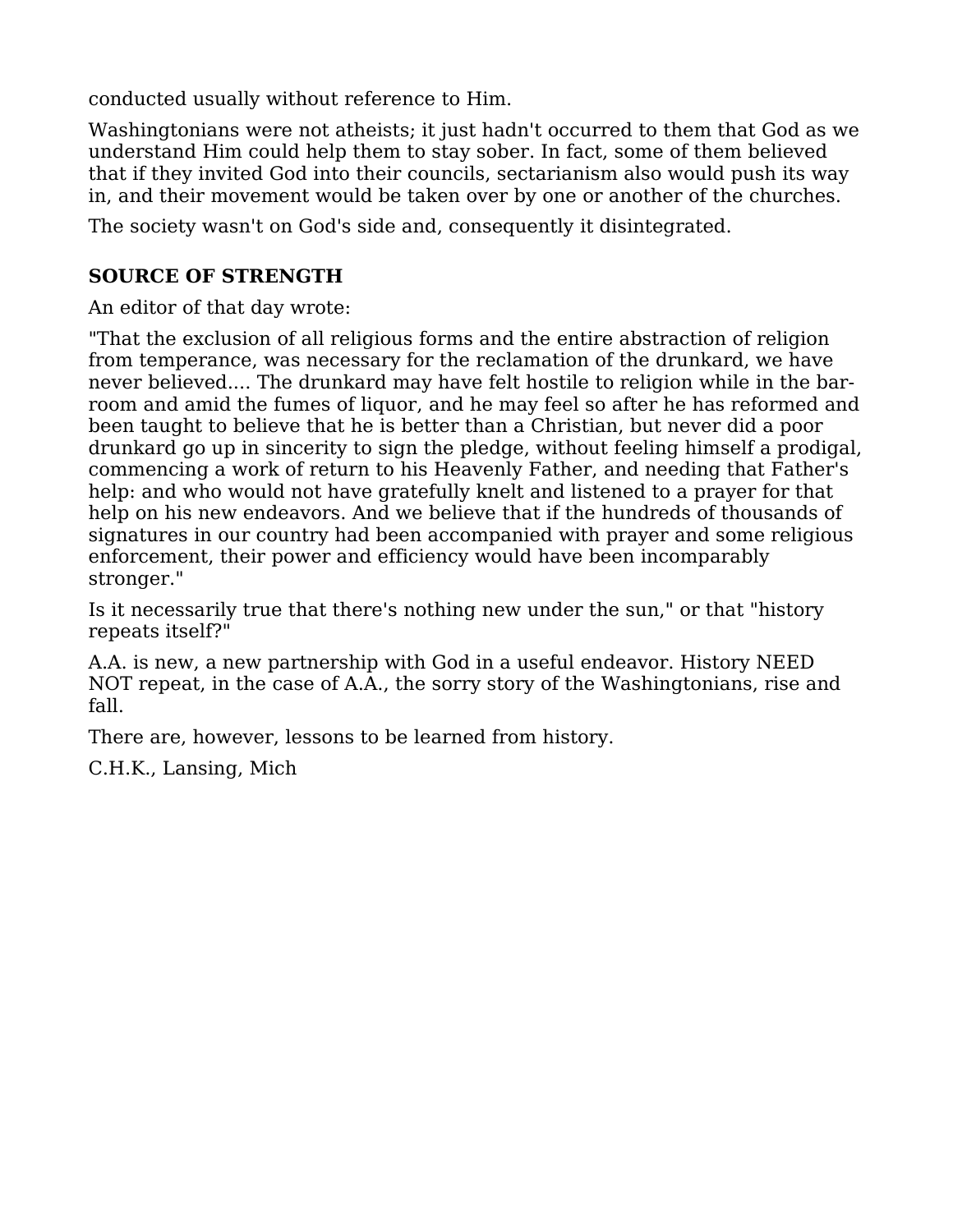conducted usually without reference to Him.

Washingtonians were not atheists; it just hadn't occurred to them that God as we understand Him could help them to stay sober. In fact, some of them believed that if they invited God into their councils, sectarianism also would push its way in, and their movement would be taken over by one or another of the churches.

The society wasn't on God's side and, consequently it disintegrated.

## SOURCE OF STRENGTH

An editor of that day wrote:

"That the exclusion of all religious forms and the entire abstraction of religion from temperance, was necessary for the reclamation of the drunkard, we have never believed.... The drunkard may have felt hostile to religion while in the bar-room and amid the fumes of liquor, and he may feel so after he has reformed and been taught to believe that he is better than a Christian, but never did a poor drunkard go up in sincerity to sign the pledge, without feeling himself a prodigal, commencing a work of return to his Heavenly Father, and needing that Father's help: and who would not have gratefully knelt and listened to a prayer for that help on his new endeavors. And we believe that if the hundreds of thousands of signatures in our country had been accompanied with prayer and some religious enforcement, their power and efficiency would have been incomparably stronger."

Is it necessarily true that there's nothing new under the sun," or that "history repeats itself?"

A.A. is new, a new partnership with God in a useful endeavor. History NEED NOT repeat, in the case of A.A., the sorry story of the Washingtonians, rise and fall.

There are, however, lessons to be learned from history.

C.H.K., Lansing, Mich